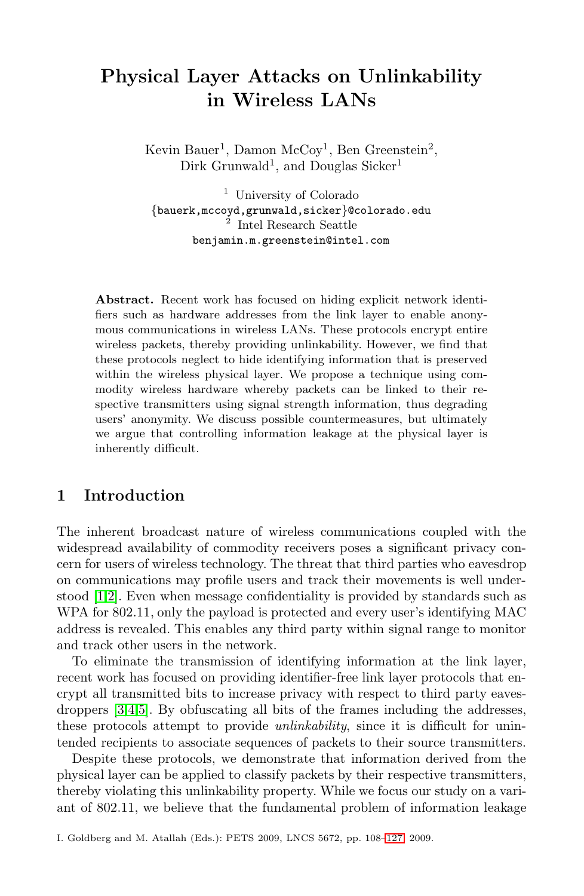# Physical Layer Attacks on Unlinkability in Wireless LANs

Kevin Bauer[1], Damon McCoy[1], Ben Greenstein[2], Dirk Grunwald[1], and Douglas Sicker[1]

[1] University of Colorado
{bauerk,mccoyd,grunwald,sicker}@colorado.edu
[2] Intel Research Seattle
benjamin.m.greenstein@intel.com

**Abstract.** Recent work has focused on hiding explicit network identifiers such as hardware addresses from the link layer to enable anonymous communications in wireless LANs. These protocols encrypt entire wireless packets, thereby providing unlinkability. However, we find that these protocols neglect to hide identifying information that is preserved within the wireless physical layer. We propose a technique using commodity wireless hardware whereby packets can be linked to their respective transmitters using signal strength information, thus degrading users' anonymity. We discuss possible countermeasures, but ultimately we argue that controlling information leakage at the physical layer is inherently difficult.

## 1 Introduction

The inherent broadcast nature of wireless communications coupled with the widespread availability of commodity receivers poses a significant privacy concern for users of wireless technology. The threat that third parties who eavesdrop on communications may profile users and track their movements is well understood [1,2]. Even when message confidentiality is provided by standards such as WPA for 802.11, only the payload is protected and every user's identifying MAC address is revealed. This enables any third party within signal range to monitor and track other users in the network.

To eliminate the transmission of identifying information at the link layer, recent work has focused on providing identifier-free link layer protocols that encrypt all transmitted bits to increase privacy with respect to third party eavesdroppers [3,4,5]. By obfuscating all bits of the frames including the addresses, these protocols attempt to provide *unlinkability*, since it is difficult for unintended recipients to associate sequences of packets to their source transmitters.

Despite these protocols, we demonstrate that information derived from the physical layer can be applied to classify packets by their respective transmitters, thereby violating this unlinkability property. While we focus our study on a variant of 802.11, we believe that the fundamental problem of information leakage

I. Goldberg and M. Atallah (Eds.): PETS 2009, LNCS 5672, pp. 108–127, 2009.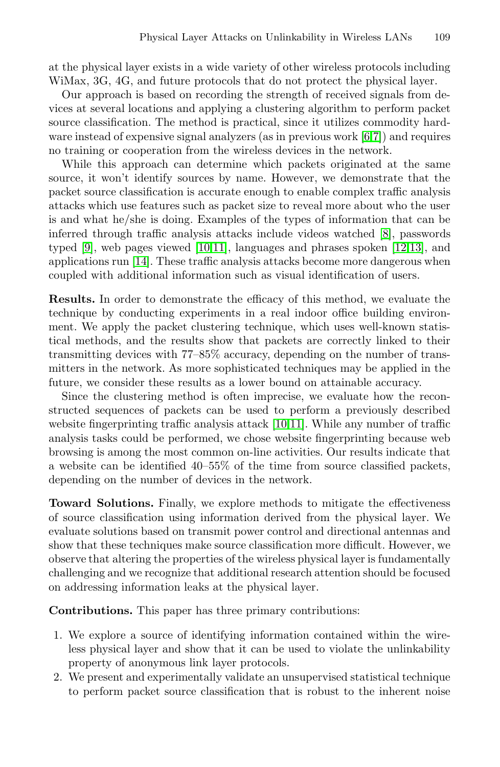at the physical layer exists in a wide variety of other wireless protocols including WiMax, 3G, 4G, and future protocols that do not protect the physical layer.

Our approach is based on recording the strength of received signals from devices at several locations and applying a clustering algorithm to perform packet source classification. The method is practical, since it utilizes commodity hardware instead of expensive signal analyzers (as in previous work [6,7]) and requires no training or cooperation from the wireless devices in the network.

While this approach can determine which packets originated at the same source, it won't identify sources by name. However, we demonstrate that the packet source classification is accurate enough to enable complex traffic analysis attacks which use features such as packet size to reveal more about who the user is and what he/she is doing. Examples of the types of information that can be inferred through traffic analysis attacks include videos watched [8], passwords typed [9], web pages viewed [10,11], languages and phrases spoken [12,13], and applications run [14]. These traffic analysis attacks become more dangerous when coupled with additional information such as visual identification of users.

**Results.** In order to demonstrate the efficacy of this method, we evaluate the technique by conducting experiments in a real indoor office building environment. We apply the packet clustering technique, which uses well-known statistical methods, and the results show that packets are correctly linked to their transmitting devices with 77–85% accuracy, depending on the number of transmitters in the network. As more sophisticated techniques may be applied in the future, we consider these results as a lower bound on attainable accuracy.

Since the clustering method is often imprecise, we evaluate how the reconstructed sequences of packets can be used to perform a previously described website fingerprinting traffic analysis attack [10,11]. While any number of traffic analysis tasks could be performed, we chose website fingerprinting because web browsing is among the most common on-line activities. Our results indicate that a website can be identified 40–55% of the time from source classified packets, depending on the number of devices in the network.

**Toward Solutions.** Finally, we explore methods to mitigate the effectiveness of source classification using information derived from the physical layer. We evaluate solutions based on transmit power control and directional antennas and show that these techniques make source classification more difficult. However, we observe that altering the properties of the wireless physical layer is fundamentally challenging and we recognize that additional research attention should be focused on addressing information leaks at the physical layer.

**Contributions.** This paper has three primary contributions:

1. We explore a source of identifying information contained within the wireless physical layer and show that it can be used to violate the unlinkability property of anonymous link layer protocols.
2. We present and experimentally validate an unsupervised statistical technique to perform packet source classification that is robust to the inherent noise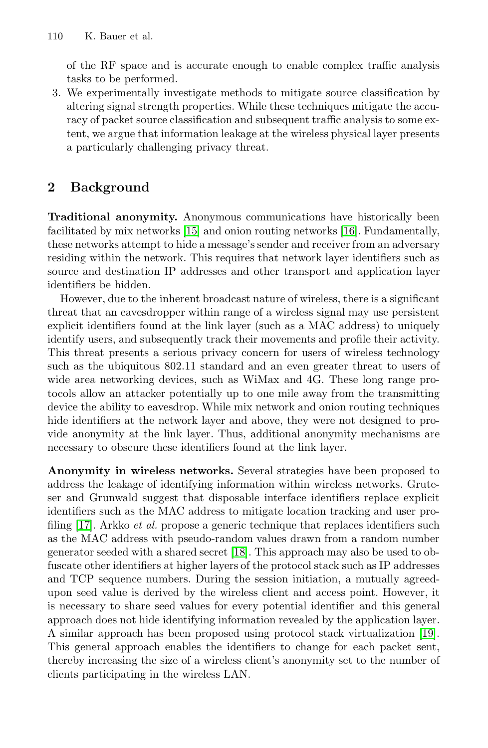of the RF space and is accurate enough to enable complex traffic analysis tasks to be performed.

3. We experimentally investigate methods to mitigate source classification by altering signal strength properties. While these techniques mitigate the accuracy of packet source classification and subsequent traffic analysis to some extent, we argue that information leakage at the wireless physical layer presents a particularly challenging privacy threat.

## 2 Background

**Traditional anonymity.** Anonymous communications have historically been facilitated by mix networks [15] and onion routing networks [16]. Fundamentally, these networks attempt to hide a message's sender and receiver from an adversary residing within the network. This requires that network layer identifiers such as source and destination IP addresses and other transport and application layer identifiers be hidden.

However, due to the inherent broadcast nature of wireless, there is a significant threat that an eavesdropper within range of a wireless signal may use persistent explicit identifiers found at the link layer (such as a MAC address) to uniquely identify users, and subsequently track their movements and profile their activity. This threat presents a serious privacy concern for users of wireless technology such as the ubiquitous 802.11 standard and an even greater threat to users of wide area networking devices, such as WiMax and 4G. These long range protocols allow an attacker potentially up to one mile away from the transmitting device the ability to eavesdrop. While mix network and onion routing techniques hide identifiers at the network layer and above, they were not designed to provide anonymity at the link layer. Thus, additional anonymity mechanisms are necessary to obscure these identifiers found at the link layer.

**Anonymity in wireless networks.** Several strategies have been proposed to address the leakage of identifying information within wireless networks. Gruteser and Grunwald suggest that disposable interface identifiers replace explicit identifiers such as the MAC address to mitigate location tracking and user profiling [17]. Arkko *et al.* propose a generic technique that replaces identifiers such as the MAC address with pseudo-random values drawn from a random number generator seeded with a shared secret [18]. This approach may also be used to obfuscate other identifiers at higher layers of the protocol stack such as IP addresses and TCP sequence numbers. During the session initiation, a mutually agreed-upon seed value is derived by the wireless client and access point. However, it is necessary to share seed values for every potential identifier and this general approach does not hide identifying information revealed by the application layer. A similar approach has been proposed using protocol stack virtualization [19]. This general approach enables the identifiers to change for each packet sent, thereby increasing the size of a wireless client's anonymity set to the number of clients participating in the wireless LAN.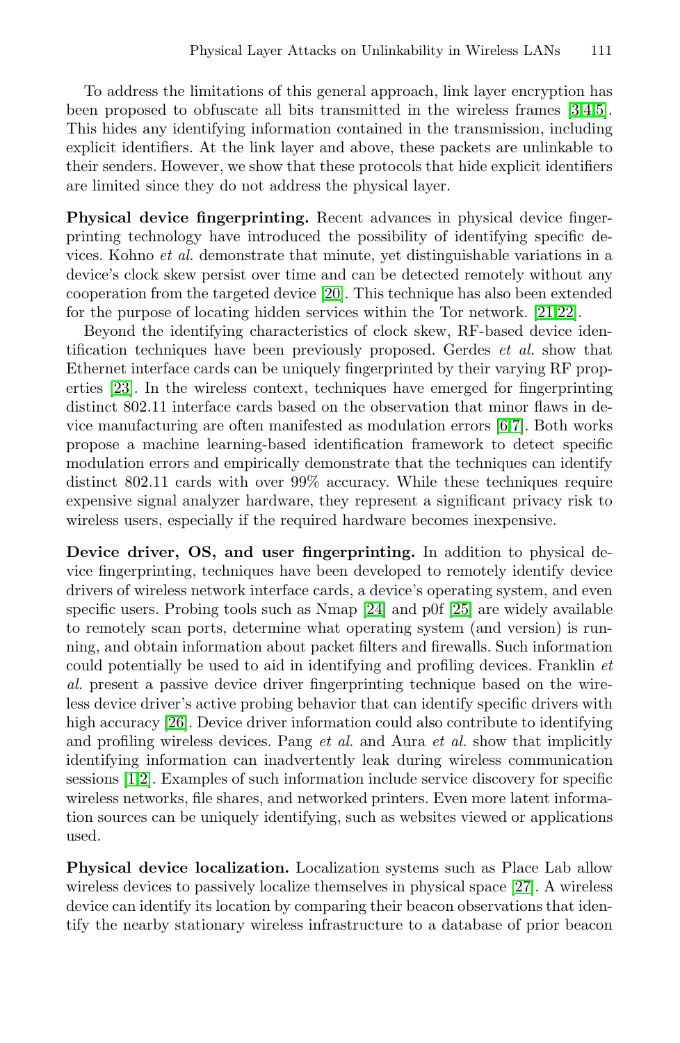To address the limitations of this general approach, link layer encryption has been proposed to obfuscate all bits transmitted in the wireless frames [3,4,5]. This hides any identifying information contained in the transmission, including explicit identifiers. At the link layer and above, these packets are unlinkable to their senders. However, we show that these protocols that hide explicit identifiers are limited since they do not address the physical layer.

**Physical device fingerprinting.** Recent advances in physical device fingerprinting technology have introduced the possibility of identifying specific devices. Kohno *et al.* demonstrate that minute, yet distinguishable variations in a device's clock skew persist over time and can be detected remotely without any cooperation from the targeted device [20]. This technique has also been extended for the purpose of locating hidden services within the Tor network. [21,22].

Beyond the identifying characteristics of clock skew, RF-based device identification techniques have been previously proposed. Gerdes *et al.* show that Ethernet interface cards can be uniquely fingerprinted by their varying RF properties [23]. In the wireless context, techniques have emerged for fingerprinting distinct 802.11 interface cards based on the observation that minor flaws in device manufacturing are often manifested as modulation errors [6,7]. Both works propose a machine learning-based identification framework to detect specific modulation errors and empirically demonstrate that the techniques can identify distinct 802.11 cards with over 99% accuracy. While these techniques require expensive signal analyzer hardware, they represent a significant privacy risk to wireless users, especially if the required hardware becomes inexpensive.

**Device driver, OS, and user fingerprinting.** In addition to physical device fingerprinting, techniques have been developed to remotely identify device drivers of wireless network interface cards, a device's operating system, and even specific users. Probing tools such as Nmap [24] and p0f [25] are widely available to remotely scan ports, determine what operating system (and version) is running, and obtain information about packet filters and firewalls. Such information could potentially be used to aid in identifying and profiling devices. Franklin *et al.* present a passive device driver fingerprinting technique based on the wireless device driver's active probing behavior that can identify specific drivers with high accuracy [26]. Device driver information could also contribute to identifying and profiling wireless devices. Pang *et al.* and Aura *et al.* show that implicitly identifying information can inadvertently leak during wireless communication sessions [1,2]. Examples of such information include service discovery for specific wireless networks, file shares, and networked printers. Even more latent information sources can be uniquely identifying, such as websites viewed or applications used.

**Physical device localization.** Localization systems such as Place Lab allow wireless devices to passively localize themselves in physical space [27]. A wireless device can identify its location by comparing their beacon observations that identify the nearby stationary wireless infrastructure to a database of prior beacon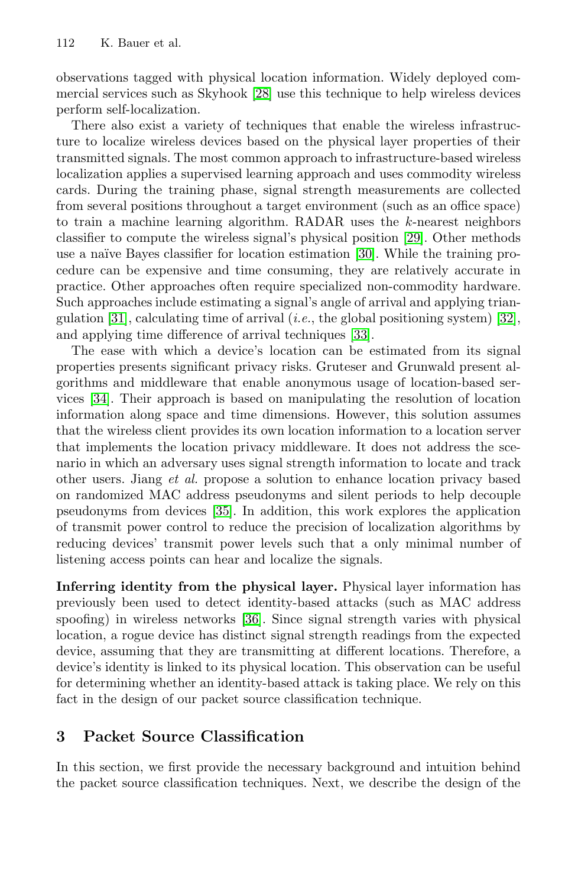observations tagged with physical location information. Widely deployed commercial services such as Skyhook [28] use this technique to help wireless devices perform self-localization.

There also exist a variety of techniques that enable the wireless infrastructure to localize wireless devices based on the physical layer properties of their transmitted signals. The most common approach to infrastructure-based wireless localization applies a supervised learning approach and uses commodity wireless cards. During the training phase, signal strength measurements are collected from several positions throughout a target environment (such as an office space) to train a machine learning algorithm. RADAR uses the $k$-nearest neighbors classifier to compute the wireless signal's physical position [29]. Other methods use a naïve Bayes classifier for location estimation [30]. While the training procedure can be expensive and time consuming, they are relatively accurate in practice. Other approaches often require specialized non-commodity hardware. Such approaches include estimating a signal's angle of arrival and applying triangulation [31], calculating time of arrival (*i.e.*, the global positioning system) [32], and applying time difference of arrival techniques [33].

The ease with which a device's location can be estimated from its signal properties presents significant privacy risks. Gruteser and Grunwald present algorithms and middleware that enable anonymous usage of location-based services [34]. Their approach is based on manipulating the resolution of location information along space and time dimensions. However, this solution assumes that the wireless client provides its own location information to a location server that implements the location privacy middleware. It does not address the scenario in which an adversary uses signal strength information to locate and track other users. Jiang *et al.* propose a solution to enhance location privacy based on randomized MAC address pseudonyms and silent periods to help decouple pseudonyms from devices [35]. In addition, this work explores the application of transmit power control to reduce the precision of localization algorithms by reducing devices' transmit power levels such that a only minimal number of listening access points can hear and localize the signals.

**Inferring identity from the physical layer.** Physical layer information has previously been used to detect identity-based attacks (such as MAC address spoofing) in wireless networks [36]. Since signal strength varies with physical location, a rogue device has distinct signal strength readings from the expected device, assuming that they are transmitting at different locations. Therefore, a device's identity is linked to its physical location. This observation can be useful for determining whether an identity-based attack is taking place. We rely on this fact in the design of our packet source classification technique.

## 3 Packet Source Classification

In this section, we first provide the necessary background and intuition behind the packet source classification techniques. Next, we describe the design of the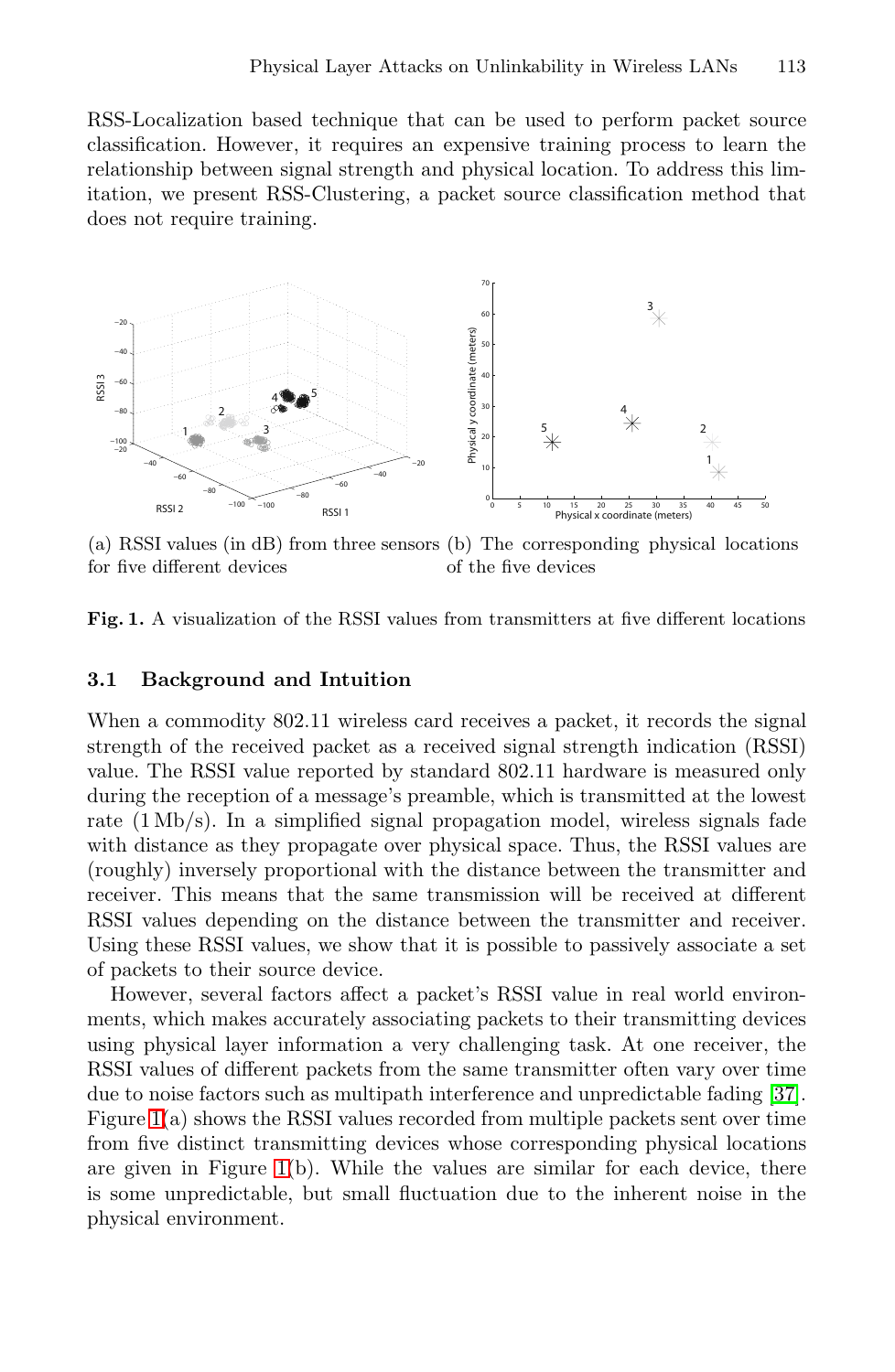RSS-Localization based technique that can be used to perform packet source classification. However, it requires an expensive training process to learn the relationship between signal strength and physical location. To address this limitation, we present RSS-Clustering, a packet source classification method that does not require training.

(a) RSSI values (in dB) from three sensors for five different devices

(b) The corresponding physical locations of the five devices

**Fig. 1.** A visualization of the RSSI values from transmitters at five different locations

### 3.1 Background and Intuition

When a commodity 802.11 wireless card receives a packet, it records the signal strength of the received packet as a received signal strength indication (RSSI) value. The RSSI value reported by standard 802.11 hardware is measured only during the reception of a message's preamble, which is transmitted at the lowest rate (1 Mb/s). In a simplified signal propagation model, wireless signals fade with distance as they propagate over physical space. Thus, the RSSI values are (roughly) inversely proportional with the distance between the transmitter and receiver. This means that the same transmission will be received at different RSSI values depending on the distance between the transmitter and receiver. Using these RSSI values, we show that it is possible to passively associate a set of packets to their source device.

However, several factors affect a packet's RSSI value in real world environments, which makes accurately associating packets to their transmitting devices using physical layer information a very challenging task. At one receiver, the RSSI values of different packets from the same transmitter often vary over time due to noise factors such as multipath interference and unpredictable fading [37]. Figure 1(a) shows the RSSI values recorded from multiple packets sent over time from five distinct transmitting devices whose corresponding physical locations are given in Figure 1(b). While the values are similar for each device, there is some unpredictable, but small fluctuation due to the inherent noise in the physical environment.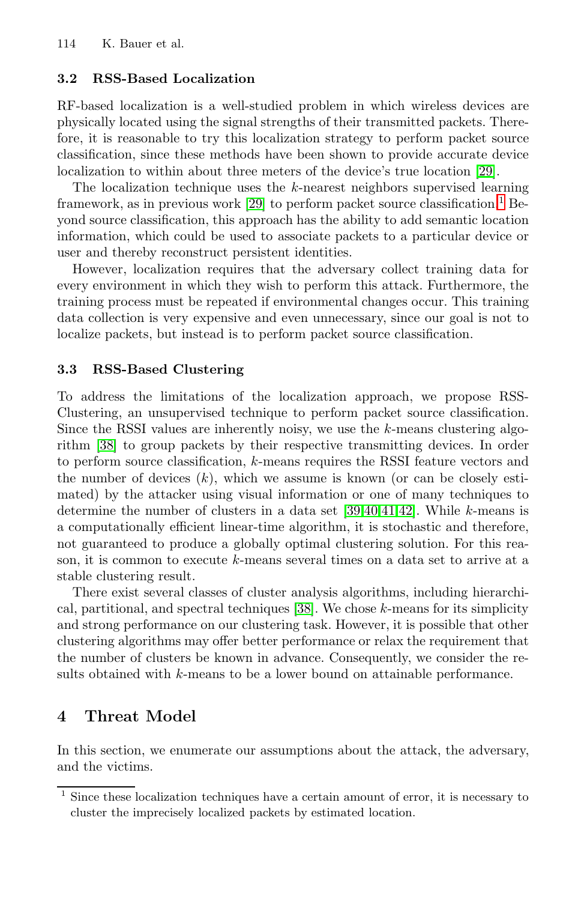### 3.2 RSS-Based Localization

RF-based localization is a well-studied problem in which wireless devices are physically located using the signal strengths of their transmitted packets. Therefore, it is reasonable to try this localization strategy to perform packet source classification, since these methods have been shown to provide accurate device localization to within about three meters of the device's true location [29].

The localization technique uses the $k$-nearest neighbors supervised learning framework, as in previous work [29] to perform packet source classification.[1] Beyond source classification, this approach has the ability to add semantic location information, which could be used to associate packets to a particular device or user and thereby reconstruct persistent identities.

However, localization requires that the adversary collect training data for every environment in which they wish to perform this attack. Furthermore, the training process must be repeated if environmental changes occur. This training data collection is very expensive and even unnecessary, since our goal is not to localize packets, but instead is to perform packet source classification.

### 3.3 RSS-Based Clustering

To address the limitations of the localization approach, we propose RSS-Clustering, an unsupervised technique to perform packet source classification. Since the RSSI values are inherently noisy, we use the $k$-means clustering algorithm [38] to group packets by their respective transmitting devices. In order to perform source classification, $k$-means requires the RSSI feature vectors and the number of devices ($k$), which we assume is known (or can be closely estimated) by the attacker using visual information or one of many techniques to determine the number of clusters in a data set [39,40,41,42]. While $k$-means is a computationally efficient linear-time algorithm, it is stochastic and therefore, not guaranteed to produce a globally optimal clustering solution. For this reason, it is common to execute $k$-means several times on a data set to arrive at a stable clustering result.

There exist several classes of cluster analysis algorithms, including hierarchical, partitional, and spectral techniques [38]. We chose $k$-means for its simplicity and strong performance on our clustering task. However, it is possible that other clustering algorithms may offer better performance or relax the requirement that the number of clusters be known in advance. Consequently, we consider the results obtained with $k$-means to be a lower bound on attainable performance.

## 4 Threat Model

In this section, we enumerate our assumptions about the attack, the adversary, and the victims.

[1] Since these localization techniques have a certain amount of error, it is necessary to cluster the imprecisely localized packets by estimated location.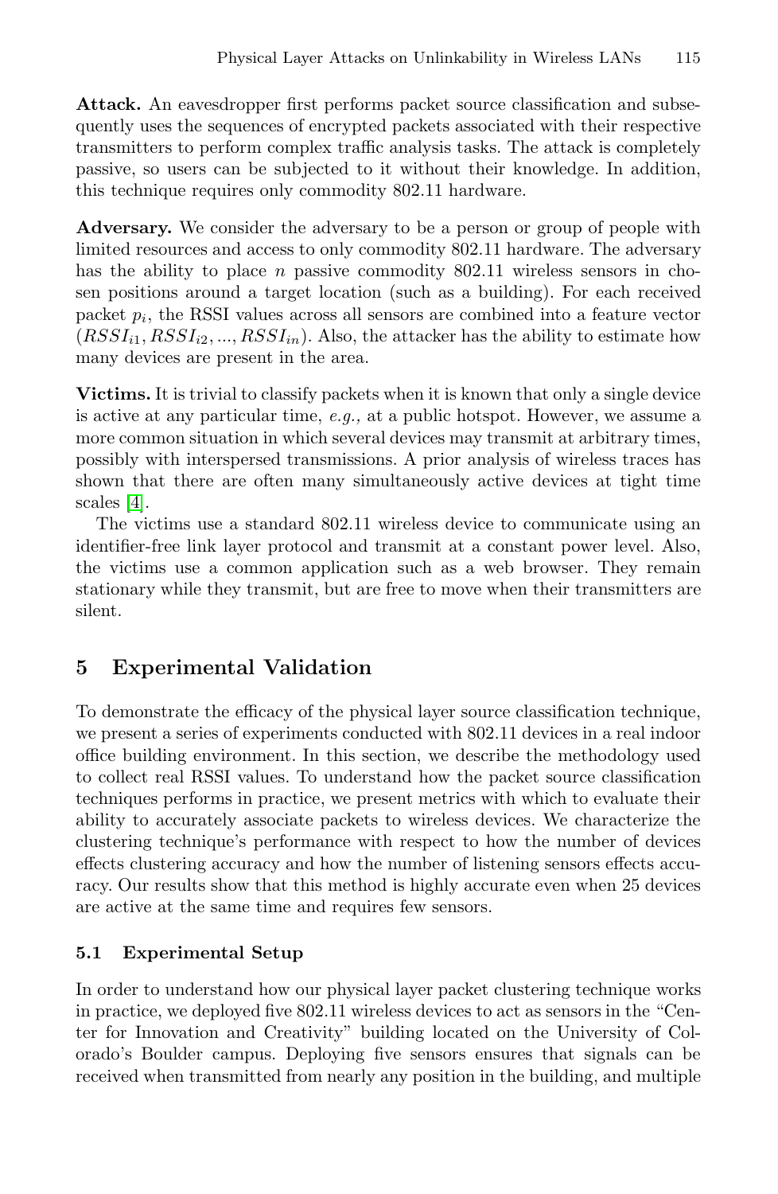**Attack.** An eavesdropper first performs packet source classification and subsequently uses the sequences of encrypted packets associated with their respective transmitters to perform complex traffic analysis tasks. The attack is completely passive, so users can be subjected to it without their knowledge. In addition, this technique requires only commodity 802.11 hardware.

**Adversary.** We consider the adversary to be a person or group of people with limited resources and access to only commodity 802.11 hardware. The adversary has the ability to place $n$ passive commodity 802.11 wireless sensors in chosen positions around a target location (such as a building). For each received packet $p_i$, the RSSI values across all sensors are combined into a feature vector $(RSSI_{i1}, RSSI_{i2}, ..., RSSI_{in})$. Also, the attacker has the ability to estimate how many devices are present in the area.

**Victims.** It is trivial to classify packets when it is known that only a single device is active at any particular time, *e.g.,* at a public hotspot. However, we assume a more common situation in which several devices may transmit at arbitrary times, possibly with interspersed transmissions. A prior analysis of wireless traces has shown that there are often many simultaneously active devices at tight time scales [4].

The victims use a standard 802.11 wireless device to communicate using an identifier-free link layer protocol and transmit at a constant power level. Also, the victims use a common application such as a web browser. They remain stationary while they transmit, but are free to move when their transmitters are silent.

## 5 Experimental Validation

To demonstrate the efficacy of the physical layer source classification technique, we present a series of experiments conducted with 802.11 devices in a real indoor office building environment. In this section, we describe the methodology used to collect real RSSI values. To understand how the packet source classification techniques performs in practice, we present metrics with which to evaluate their ability to accurately associate packets to wireless devices. We characterize the clustering technique's performance with respect to how the number of devices effects clustering accuracy and how the number of listening sensors effects accuracy. Our results show that this method is highly accurate even when 25 devices are active at the same time and requires few sensors.

### 5.1 Experimental Setup

In order to understand how our physical layer packet clustering technique works in practice, we deployed five 802.11 wireless devices to act as sensors in the "Center for Innovation and Creativity" building located on the University of Colorado's Boulder campus. Deploying five sensors ensures that signals can be received when transmitted from nearly any position in the building, and multiple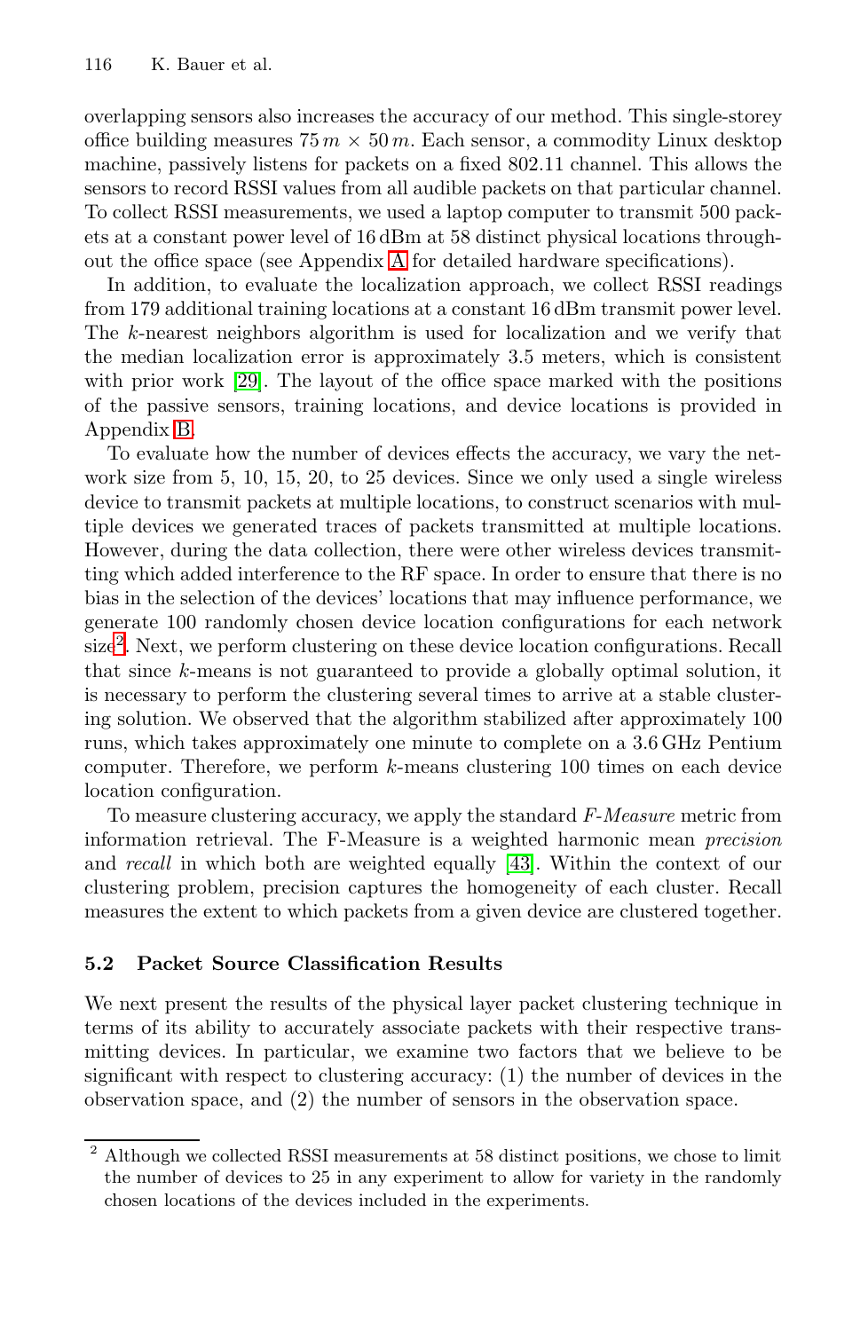overlapping sensors also increases the accuracy of our method. This single-storey office building measures $75\,m \times 50\,m$. Each sensor, a commodity Linux desktop machine, passively listens for packets on a fixed 802.11 channel. This allows the sensors to record RSSI values from all audible packets on that particular channel. To collect RSSI measurements, we used a laptop computer to transmit 500 packets at a constant power level of 16 dBm at 58 distinct physical locations throughout the office space (see Appendix A for detailed hardware specifications).

In addition, to evaluate the localization approach, we collect RSSI readings from 179 additional training locations at a constant 16 dBm transmit power level. The $k$-nearest neighbors algorithm is used for localization and we verify that the median localization error is approximately 3.5 meters, which is consistent with prior work [29]. The layout of the office space marked with the positions of the passive sensors, training locations, and device locations is provided in Appendix B.

To evaluate how the number of devices effects the accuracy, we vary the network size from 5, 10, 15, 20, to 25 devices. Since we only used a single wireless device to transmit packets at multiple locations, to construct scenarios with multiple devices we generated traces of packets transmitted at multiple locations. However, during the data collection, there were other wireless devices transmitting which added interference to the RF space. In order to ensure that there is no bias in the selection of the devices' locations that may influence performance, we generate 100 randomly chosen device location configurations for each network size[2]. Next, we perform clustering on these device location configurations. Recall that since $k$-means is not guaranteed to provide a globally optimal solution, it is necessary to perform the clustering several times to arrive at a stable clustering solution. We observed that the algorithm stabilized after approximately 100 runs, which takes approximately one minute to complete on a 3.6 GHz Pentium computer. Therefore, we perform $k$-means clustering 100 times on each device location configuration.

To measure clustering accuracy, we apply the standard *F-Measure* metric from information retrieval. The F-Measure is a weighted harmonic mean *precision* and *recall* in which both are weighted equally [43]. Within the context of our clustering problem, precision captures the homogeneity of each cluster. Recall measures the extent to which packets from a given device are clustered together.

### 5.2 Packet Source Classification Results

We next present the results of the physical layer packet clustering technique in terms of its ability to accurately associate packets with their respective transmitting devices. In particular, we examine two factors that we believe to be significant with respect to clustering accuracy: (1) the number of devices in the observation space, and (2) the number of sensors in the observation space.

---

[2] Although we collected RSSI measurements at 58 distinct positions, we chose to limit the number of devices to 25 in any experiment to allow for variety in the randomly chosen locations of the devices included in the experiments.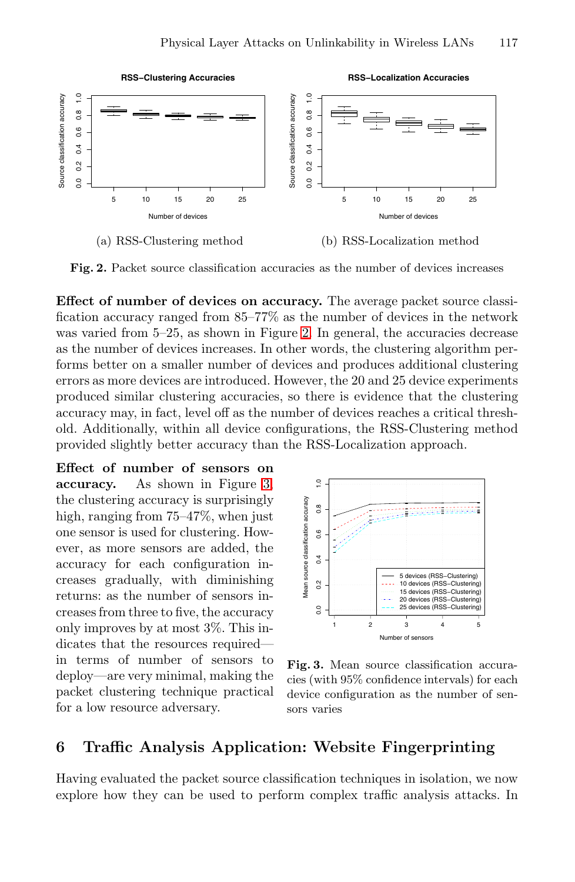(a) RSS-Clustering method

(b) RSS-Localization method

**Fig. 2.** Packet source classification accuracies as the number of devices increases

**Effect of number of devices on accuracy.** The average packet source classification accuracy ranged from 85–77% as the number of devices in the network was varied from 5–25, as shown in Figure 2. In general, the accuracies decrease as the number of devices increases. In other words, the clustering algorithm performs better on a smaller number of devices and produces additional clustering errors as more devices are introduced. However, the 20 and 25 device experiments produced similar clustering accuracies, so there is evidence that the clustering accuracy may, in fact, level off as the number of devices reaches a critical threshold. Additionally, within all device configurations, the RSS-Clustering method provided slightly better accuracy than the RSS-Localization approach.

**Effect of number of sensors on accuracy.** As shown in Figure 3, the clustering accuracy is surprisingly high, ranging from 75–47%, when just one sensor is used for clustering. However, as more sensors are added, the accuracy for each configuration increases gradually, with diminishing returns: as the number of sensors increases from three to five, the accuracy only improves by at most 3%. This indicates that the resources required—in terms of number of sensors to deploy—are very minimal, making the packet clustering technique practical for a low resource adversary.

**Fig. 3.** Mean source classification accuracies (with 95% confidence intervals) for each device configuration as the number of sensors varies

## 6 Traffic Analysis Application: Website Fingerprinting

Having evaluated the packet source classification techniques in isolation, we now explore how they can be used to perform complex traffic analysis attacks. In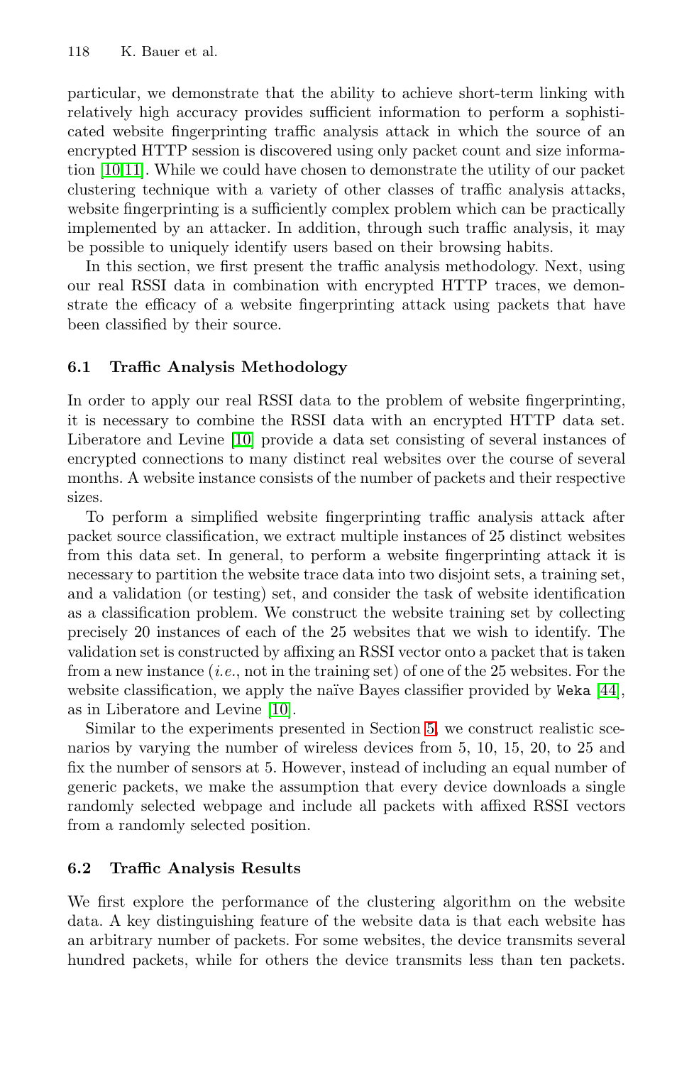particular, we demonstrate that the ability to achieve short-term linking with relatively high accuracy provides sufficient information to perform a sophisticated website fingerprinting traffic analysis attack in which the source of an encrypted HTTP session is discovered using only packet count and size information [10,11]. While we could have chosen to demonstrate the utility of our packet clustering technique with a variety of other classes of traffic analysis attacks, website fingerprinting is a sufficiently complex problem which can be practically implemented by an attacker. In addition, through such traffic analysis, it may be possible to uniquely identify users based on their browsing habits.

In this section, we first present the traffic analysis methodology. Next, using our real RSSI data in combination with encrypted HTTP traces, we demonstrate the efficacy of a website fingerprinting attack using packets that have been classified by their source.

### 6.1 Traffic Analysis Methodology

In order to apply our real RSSI data to the problem of website fingerprinting, it is necessary to combine the RSSI data with an encrypted HTTP data set. Liberatore and Levine [10] provide a data set consisting of several instances of encrypted connections to many distinct real websites over the course of several months. A website instance consists of the number of packets and their respective sizes.

To perform a simplified website fingerprinting traffic analysis attack after packet source classification, we extract multiple instances of 25 distinct websites from this data set. In general, to perform a website fingerprinting attack it is necessary to partition the website trace data into two disjoint sets, a training set, and a validation (or testing) set, and consider the task of website identification as a classification problem. We construct the website training set by collecting precisely 20 instances of each of the 25 websites that we wish to identify. The validation set is constructed by affixing an RSSI vector onto a packet that is taken from a new instance (*i.e.*, not in the training set) of one of the 25 websites. For the website classification, we apply the naïve Bayes classifier provided by `Weka` [44], as in Liberatore and Levine [10].

Similar to the experiments presented in Section 5, we construct realistic scenarios by varying the number of wireless devices from 5, 10, 15, 20, to 25 and fix the number of sensors at 5. However, instead of including an equal number of generic packets, we make the assumption that every device downloads a single randomly selected webpage and include all packets with affixed RSSI vectors from a randomly selected position.

### 6.2 Traffic Analysis Results

We first explore the performance of the clustering algorithm on the website data. A key distinguishing feature of the website data is that each website has an arbitrary number of packets. For some websites, the device transmits several hundred packets, while for others the device transmits less than ten packets.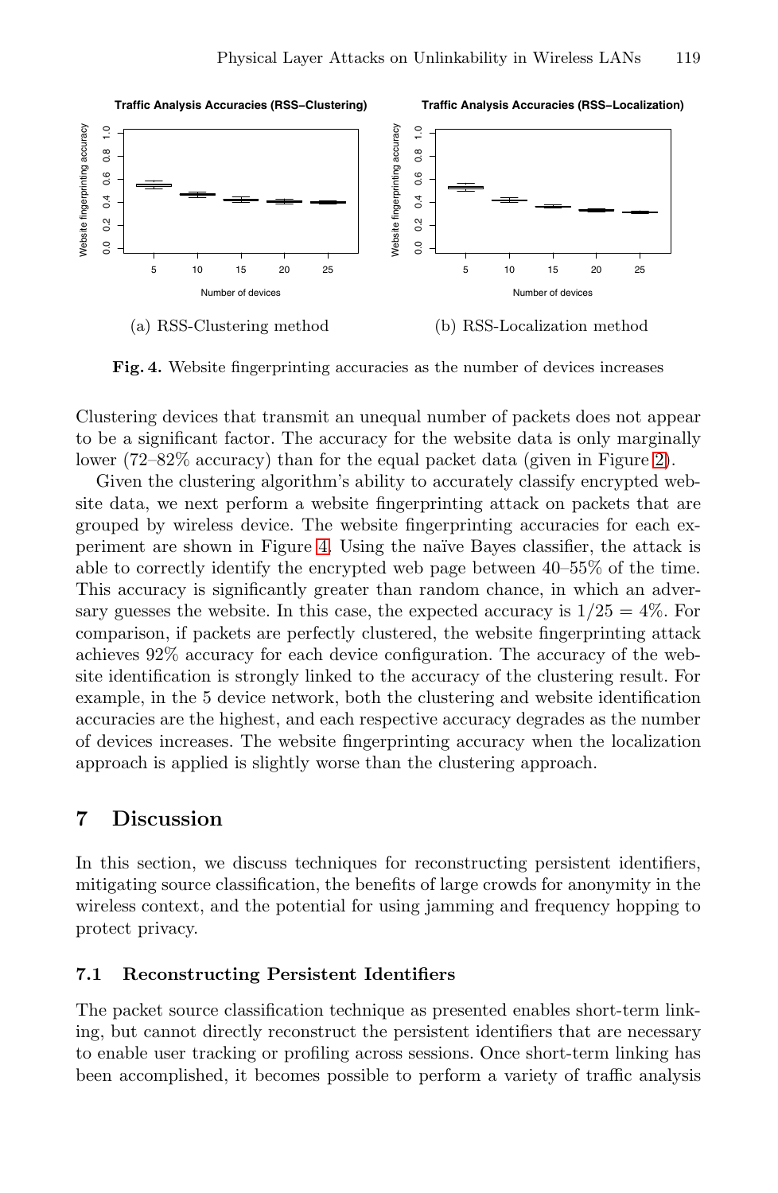(a) RSS-Clustering method

(b) RSS-Localization method

**Fig. 4.** Website fingerprinting accuracies as the number of devices increases

Clustering devices that transmit an unequal number of packets does not appear to be a significant factor. The accuracy for the website data is only marginally lower (72–82% accuracy) than for the equal packet data (given in Figure 2).

Given the clustering algorithm's ability to accurately classify encrypted website data, we next perform a website fingerprinting attack on packets that are grouped by wireless device. The website fingerprinting accuracies for each experiment are shown in Figure 4. Using the naïve Bayes classifier, the attack is able to correctly identify the encrypted web page between 40–55% of the time. This accuracy is significantly greater than random chance, in which an adversary guesses the website. In this case, the expected accuracy is $1/25 = 4\%$. For comparison, if packets are perfectly clustered, the website fingerprinting attack achieves 92% accuracy for each device configuration. The accuracy of the website identification is strongly linked to the accuracy of the clustering result. For example, in the 5 device network, both the clustering and website identification accuracies are the highest, and each respective accuracy degrades as the number of devices increases. The website fingerprinting accuracy when the localization approach is applied is slightly worse than the clustering approach.

## 7 Discussion

In this section, we discuss techniques for reconstructing persistent identifiers, mitigating source classification, the benefits of large crowds for anonymity in the wireless context, and the potential for using jamming and frequency hopping to protect privacy.

### 7.1 Reconstructing Persistent Identifiers

The packet source classification technique as presented enables short-term linking, but cannot directly reconstruct the persistent identifiers that are necessary to enable user tracking or profiling across sessions. Once short-term linking has been accomplished, it becomes possible to perform a variety of traffic analysis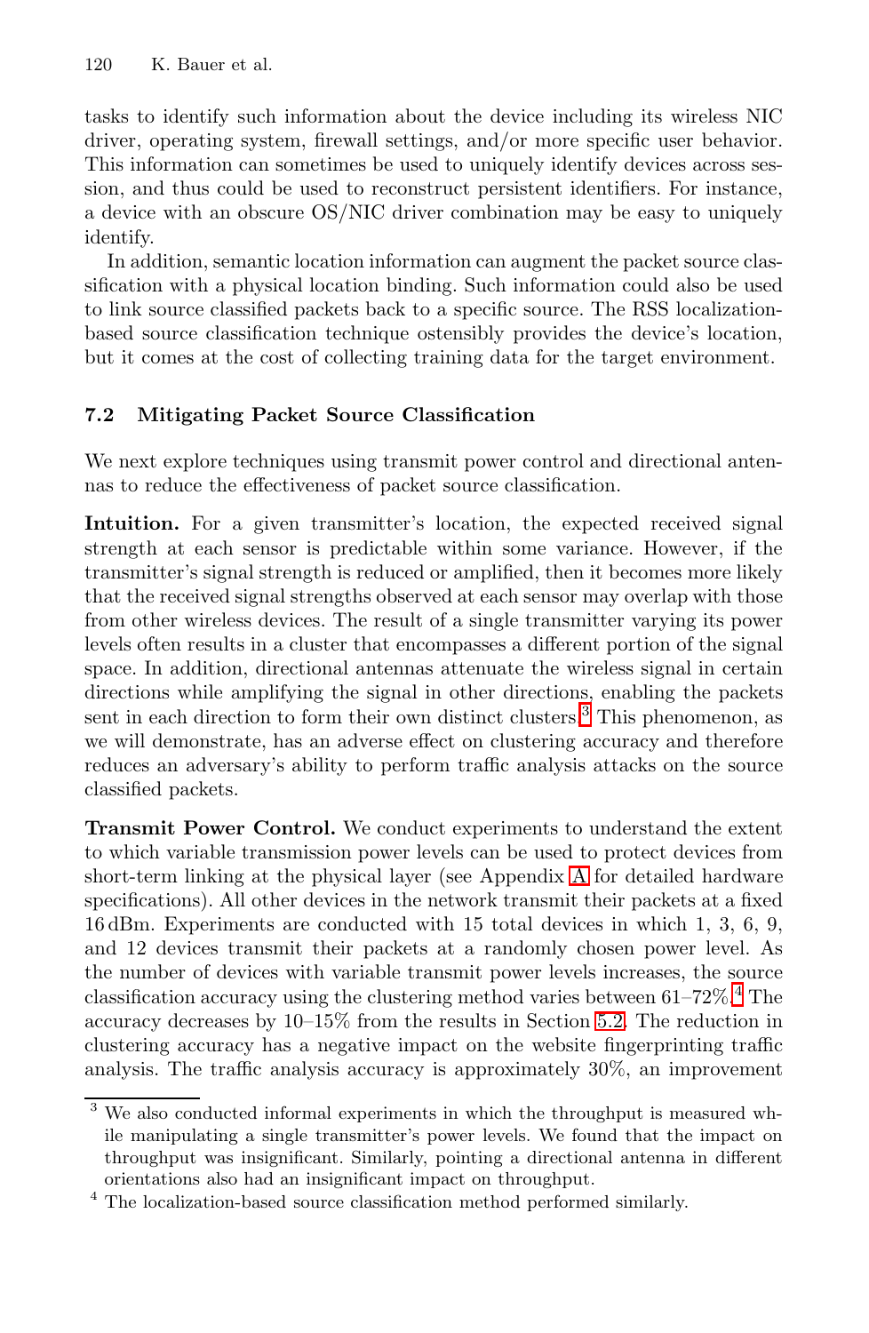tasks to identify such information about the device including its wireless NIC driver, operating system, firewall settings, and/or more specific user behavior. This information can sometimes be used to uniquely identify devices across session, and thus could be used to reconstruct persistent identifiers. For instance, a device with an obscure OS/NIC driver combination may be easy to uniquely identify.

In addition, semantic location information can augment the packet source classification with a physical location binding. Such information could also be used to link source classified packets back to a specific source. The RSS localization-based source classification technique ostensibly provides the device's location, but it comes at the cost of collecting training data for the target environment.

### 7.2 Mitigating Packet Source Classification

We next explore techniques using transmit power control and directional antennas to reduce the effectiveness of packet source classification.

**Intuition.** For a given transmitter's location, the expected received signal strength at each sensor is predictable within some variance. However, if the transmitter's signal strength is reduced or amplified, then it becomes more likely that the received signal strengths observed at each sensor may overlap with those from other wireless devices. The result of a single transmitter varying its power levels often results in a cluster that encompasses a different portion of the signal space. In addition, directional antennas attenuate the wireless signal in certain directions while amplifying the signal in other directions, enabling the packets sent in each direction to form their own distinct clusters.[3] This phenomenon, as we will demonstrate, has an adverse effect on clustering accuracy and therefore reduces an adversary's ability to perform traffic analysis attacks on the source classified packets.

**Transmit Power Control.** We conduct experiments to understand the extent to which variable transmission power levels can be used to protect devices from short-term linking at the physical layer (see Appendix A for detailed hardware specifications). All other devices in the network transmit their packets at a fixed 16 dBm. Experiments are conducted with 15 total devices in which 1, 3, 6, 9, and 12 devices transmit their packets at a randomly chosen power level. As the number of devices with variable transmit power levels increases, the source classification accuracy using the clustering method varies between 61–72%.[4] The accuracy decreases by 10–15% from the results in Section 5.2. The reduction in clustering accuracy has a negative impact on the website fingerprinting traffic analysis. The traffic analysis accuracy is approximately 30%, an improvement

[3] We also conducted informal experiments in which the throughput is measured while manipulating a single transmitter's power levels. We found that the impact on throughput was insignificant. Similarly, pointing a directional antenna in different orientations also had an insignificant impact on throughput.

[4] The localization-based source classification method performed similarly.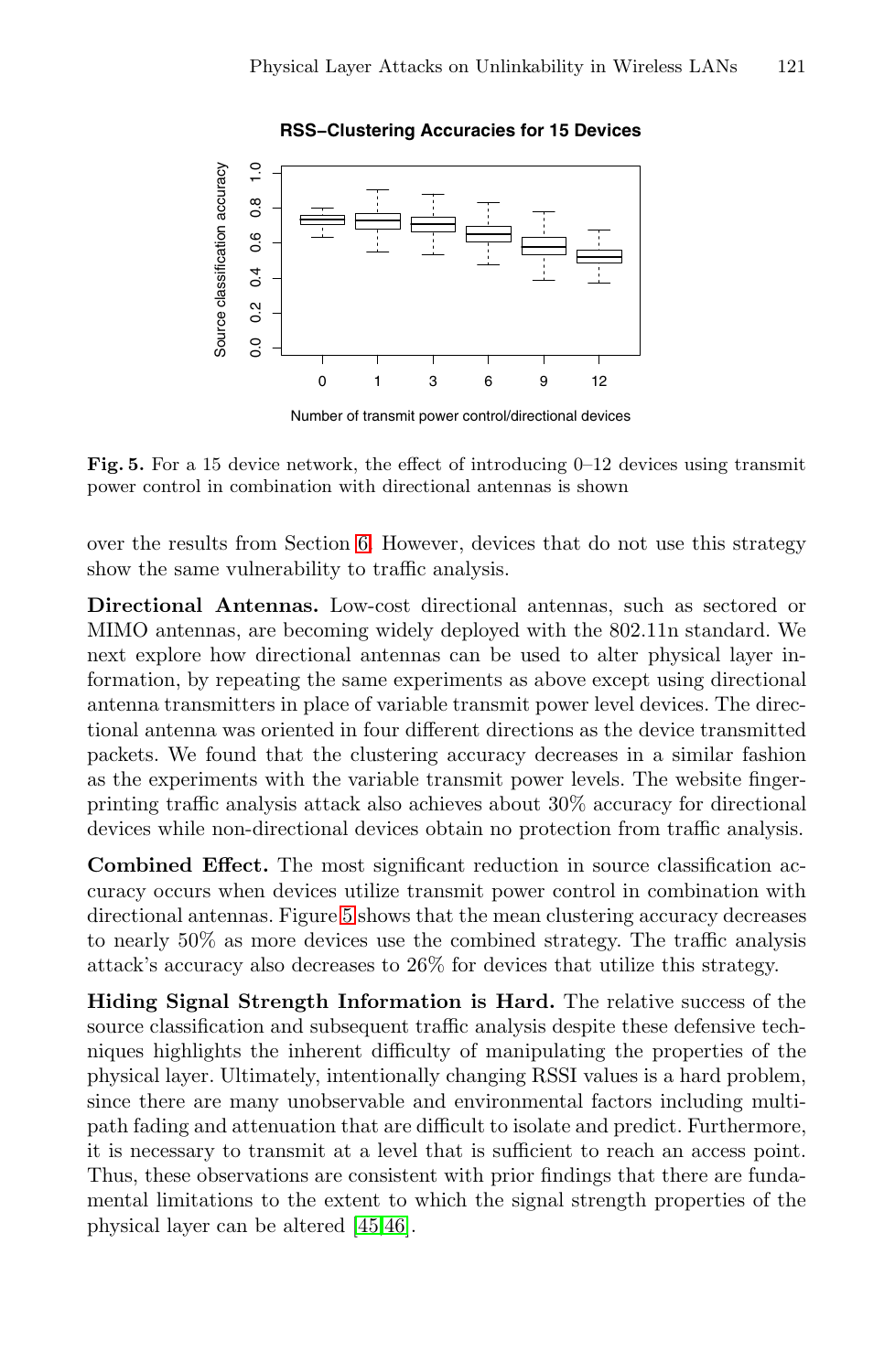**Fig. 5.** For a 15 device network, the effect of introducing 0–12 devices using transmit power control in combination with directional antennas is shown

over the results from Section 6. However, devices that do not use this strategy show the same vulnerability to traffic analysis.

**Directional Antennas.** Low-cost directional antennas, such as sectored or MIMO antennas, are becoming widely deployed with the 802.11n standard. We next explore how directional antennas can be used to alter physical layer information, by repeating the same experiments as above except using directional antenna transmitters in place of variable transmit power level devices. The directional antenna was oriented in four different directions as the device transmitted packets. We found that the clustering accuracy decreases in a similar fashion as the experiments with the variable transmit power levels. The website fingerprinting traffic analysis attack also achieves about 30% accuracy for directional devices while non-directional devices obtain no protection from traffic analysis.

**Combined Effect.** The most significant reduction in source classification accuracy occurs when devices utilize transmit power control in combination with directional antennas. Figure 5 shows that the mean clustering accuracy decreases to nearly 50% as more devices use the combined strategy. The traffic analysis attack's accuracy also decreases to 26% for devices that utilize this strategy.

**Hiding Signal Strength Information is Hard.** The relative success of the source classification and subsequent traffic analysis despite these defensive techniques highlights the inherent difficulty of manipulating the properties of the physical layer. Ultimately, intentionally changing RSSI values is a hard problem, since there are many unobservable and environmental factors including multipath fading and attenuation that are difficult to isolate and predict. Furthermore, it is necessary to transmit at a level that is sufficient to reach an access point. Thus, these observations are consistent with prior findings that there are fundamental limitations to the extent to which the signal strength properties of the physical layer can be altered [45,46].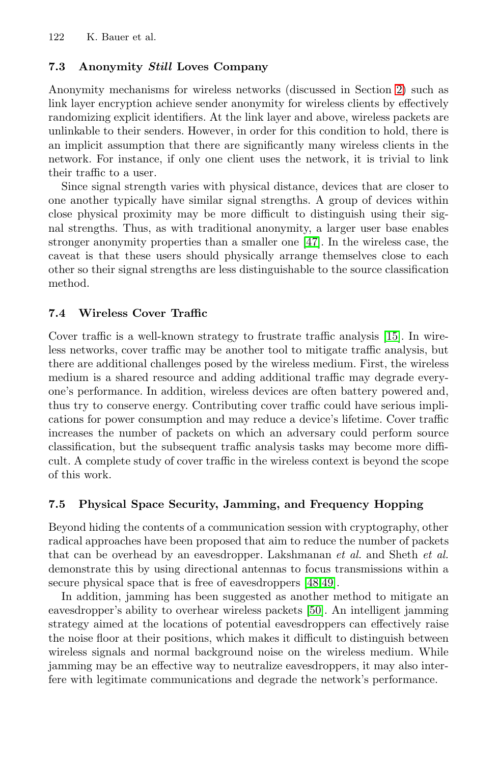### 7.3 Anonymity *Still* Loves Company

Anonymity mechanisms for wireless networks (discussed in Section 2) such as link layer encryption achieve sender anonymity for wireless clients by effectively randomizing explicit identifiers. At the link layer and above, wireless packets are unlinkable to their senders. However, in order for this condition to hold, there is an implicit assumption that there are significantly many wireless clients in the network. For instance, if only one client uses the network, it is trivial to link their traffic to a user.

Since signal strength varies with physical distance, devices that are closer to one another typically have similar signal strengths. A group of devices within close physical proximity may be more difficult to distinguish using their signal strengths. Thus, as with traditional anonymity, a larger user base enables stronger anonymity properties than a smaller one [47]. In the wireless case, the caveat is that these users should physically arrange themselves close to each other so their signal strengths are less distinguishable to the source classification method.

### 7.4 Wireless Cover Traffic

Cover traffic is a well-known strategy to frustrate traffic analysis [15]. In wireless networks, cover traffic may be another tool to mitigate traffic analysis, but there are additional challenges posed by the wireless medium. First, the wireless medium is a shared resource and adding additional traffic may degrade everyone's performance. In addition, wireless devices are often battery powered and, thus try to conserve energy. Contributing cover traffic could have serious implications for power consumption and may reduce a device's lifetime. Cover traffic increases the number of packets on which an adversary could perform source classification, but the subsequent traffic analysis tasks may become more difficult. A complete study of cover traffic in the wireless context is beyond the scope of this work.

### 7.5 Physical Space Security, Jamming, and Frequency Hopping

Beyond hiding the contents of a communication session with cryptography, other radical approaches have been proposed that aim to reduce the number of packets that can be overhead by an eavesdropper. Lakshmanan *et al.* and Sheth *et al.* demonstrate this by using directional antennas to focus transmissions within a secure physical space that is free of eavesdroppers [48,49].

In addition, jamming has been suggested as another method to mitigate an eavesdropper's ability to overhear wireless packets [50]. An intelligent jamming strategy aimed at the locations of potential eavesdroppers can effectively raise the noise floor at their positions, which makes it difficult to distinguish between wireless signals and normal background noise on the wireless medium. While jamming may be an effective way to neutralize eavesdroppers, it may also interfere with legitimate communications and degrade the network's performance.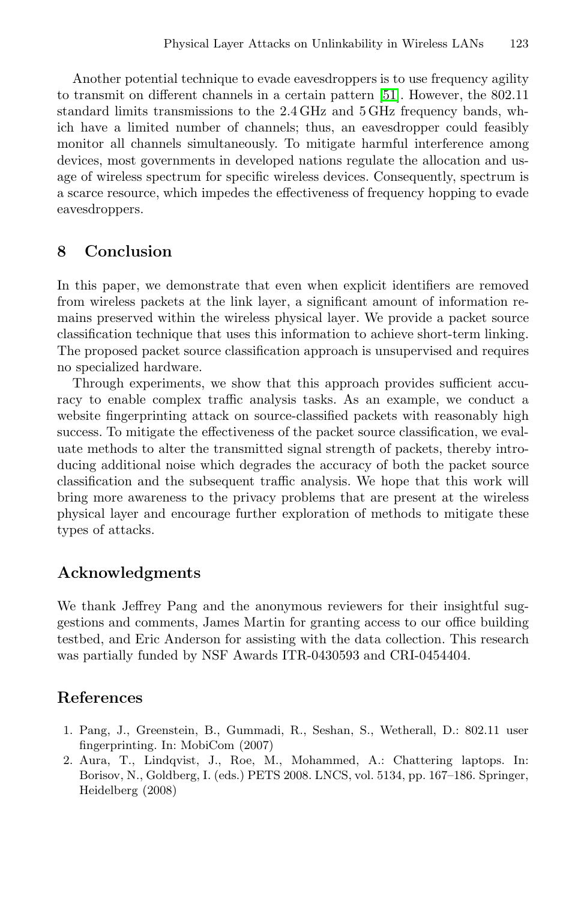Another potential technique to evade eavesdroppers is to use frequency agility to transmit on different channels in a certain pattern [51]. However, the 802.11 standard limits transmissions to the 2.4 GHz and 5 GHz frequency bands, which have a limited number of channels; thus, an eavesdropper could feasibly monitor all channels simultaneously. To mitigate harmful interference among devices, most governments in developed nations regulate the allocation and usage of wireless spectrum for specific wireless devices. Consequently, spectrum is a scarce resource, which impedes the effectiveness of frequency hopping to evade eavesdroppers.

## 8 Conclusion

In this paper, we demonstrate that even when explicit identifiers are removed from wireless packets at the link layer, a significant amount of information remains preserved within the wireless physical layer. We provide a packet source classification technique that uses this information to achieve short-term linking. The proposed packet source classification approach is unsupervised and requires no specialized hardware.

Through experiments, we show that this approach provides sufficient accuracy to enable complex traffic analysis tasks. As an example, we conduct a website fingerprinting attack on source-classified packets with reasonably high success. To mitigate the effectiveness of the packet source classification, we evaluate methods to alter the transmitted signal strength of packets, thereby introducing additional noise which degrades the accuracy of both the packet source classification and the subsequent traffic analysis. We hope that this work will bring more awareness to the privacy problems that are present at the wireless physical layer and encourage further exploration of methods to mitigate these types of attacks.

## Acknowledgments

We thank Jeffrey Pang and the anonymous reviewers for their insightful suggestions and comments, James Martin for granting access to our office building testbed, and Eric Anderson for assisting with the data collection. This research was partially funded by NSF Awards ITR-0430593 and CRI-0454404.

## References

1. Pang, J., Greenstein, B., Gummadi, R., Seshan, S., Wetherall, D.: 802.11 user fingerprinting. In: MobiCom (2007)
2. Aura, T., Lindqvist, J., Roe, M., Mohammed, A.: Chattering laptops. In: Borisov, N., Goldberg, I. (eds.) PETS 2008. LNCS, vol. 5134, pp. 167–186. Springer, Heidelberg (2008)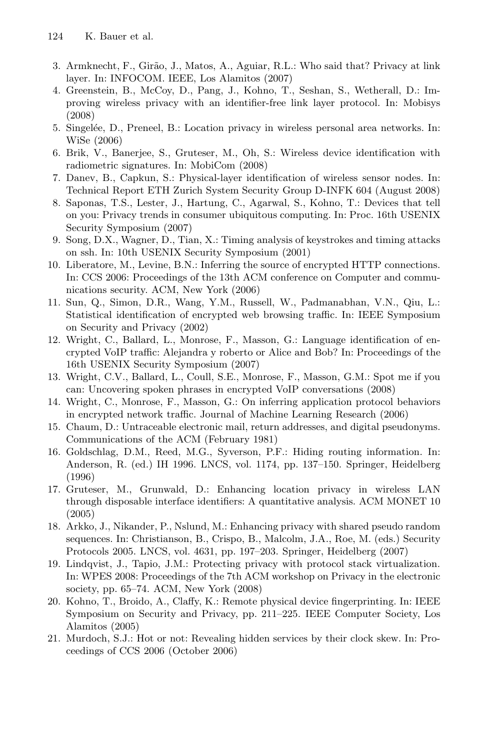3. Armknecht, F., Girão, J., Matos, A., Aguiar, R.L.: Who said that? Privacy at link layer. In: INFOCOM. IEEE, Los Alamitos (2007)
4. Greenstein, B., McCoy, D., Pang, J., Kohno, T., Seshan, S., Wetherall, D.: Improving wireless privacy with an identifier-free link layer protocol. In: Mobisys (2008)
5. Singelée, D., Preneel, B.: Location privacy in wireless personal area networks. In: WiSe (2006)
6. Brik, V., Banerjee, S., Gruteser, M., Oh, S.: Wireless device identification with radiometric signatures. In: MobiCom (2008)
7. Danev, B., Capkun, S.: Physical-layer identification of wireless sensor nodes. In: Technical Report ETH Zurich System Security Group D-INFK 604 (August 2008)
8. Saponas, T.S., Lester, J., Hartung, C., Agarwal, S., Kohno, T.: Devices that tell on you: Privacy trends in consumer ubiquitous computing. In: Proc. 16th USENIX Security Symposium (2007)
9. Song, D.X., Wagner, D., Tian, X.: Timing analysis of keystrokes and timing attacks on ssh. In: 10th USENIX Security Symposium (2001)
10. Liberatore, M., Levine, B.N.: Inferring the source of encrypted HTTP connections. In: CCS 2006: Proceedings of the 13th ACM conference on Computer and communications security. ACM, New York (2006)
11. Sun, Q., Simon, D.R., Wang, Y.M., Russell, W., Padmanabhan, V.N., Qiu, L.: Statistical identification of encrypted web browsing traffic. In: IEEE Symposium on Security and Privacy (2002)
12. Wright, C., Ballard, L., Monrose, F., Masson, G.: Language identification of encrypted VoIP traffic: Alejandra y roberto or Alice and Bob? In: Proceedings of the 16th USENIX Security Symposium (2007)
13. Wright, C.V., Ballard, L., Coull, S.E., Monrose, F., Masson, G.M.: Spot me if you can: Uncovering spoken phrases in encrypted VoIP conversations (2008)
14. Wright, C., Monrose, F., Masson, G.: On inferring application protocol behaviors in encrypted network traffic. Journal of Machine Learning Research (2006)
15. Chaum, D.: Untraceable electronic mail, return addresses, and digital pseudonyms. Communications of the ACM (February 1981)
16. Goldschlag, D.M., Reed, M.G., Syverson, P.F.: Hiding routing information. In: Anderson, R. (ed.) IH 1996. LNCS, vol. 1174, pp. 137–150. Springer, Heidelberg (1996)
17. Gruteser, M., Grunwald, D.: Enhancing location privacy in wireless LAN through disposable interface identifiers: A quantitative analysis. ACM MONET 10 (2005)
18. Arkko, J., Nikander, P., Nslund, M.: Enhancing privacy with shared pseudo random sequences. In: Christianson, B., Crispo, B., Malcolm, J.A., Roe, M. (eds.) Security Protocols 2005. LNCS, vol. 4631, pp. 197–203. Springer, Heidelberg (2007)
19. Lindqvist, J., Tapio, J.M.: Protecting privacy with protocol stack virtualization. In: WPES 2008: Proceedings of the 7th ACM workshop on Privacy in the electronic society, pp. 65–74. ACM, New York (2008)
20. Kohno, T., Broido, A., Claffy, K.: Remote physical device fingerprinting. In: IEEE Symposium on Security and Privacy, pp. 211–225. IEEE Computer Society, Los Alamitos (2005)
21. Murdoch, S.J.: Hot or not: Revealing hidden services by their clock skew. In: Proceedings of CCS 2006 (October 2006)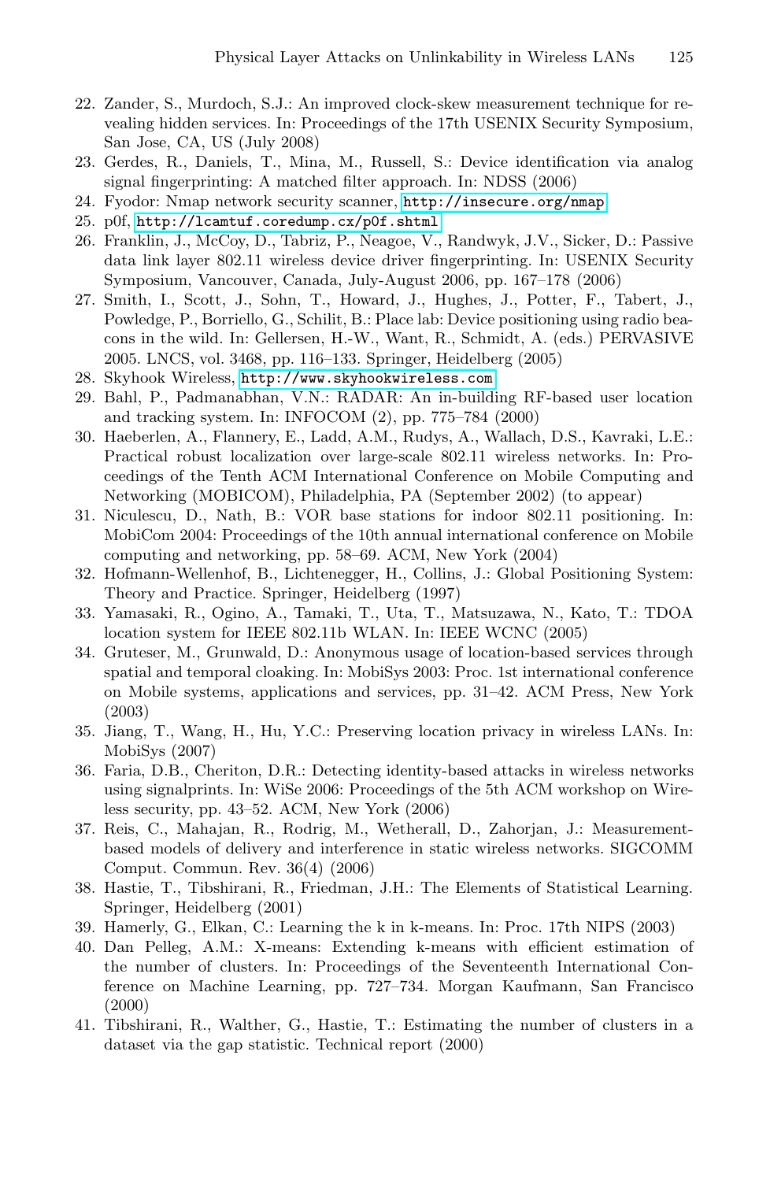22. Zander, S., Murdoch, S.J.: An improved clock-skew measurement technique for revealing hidden services. In: Proceedings of the 17th USENIX Security Symposium, San Jose, CA, US (July 2008)
23. Gerdes, R., Daniels, T., Mina, M., Russell, S.: Device identification via analog signal fingerprinting: A matched filter approach. In: NDSS (2006)
24. Fyodor: Nmap network security scanner, http://insecure.org/nmap
25. p0f, http://lcamtuf.coredump.cx/p0f.shtml
26. Franklin, J., McCoy, D., Tabriz, P., Neagoe, V., Randwyk, J.V., Sicker, D.: Passive data link layer 802.11 wireless device driver fingerprinting. In: USENIX Security Symposium, Vancouver, Canada, July-August 2006, pp. 167–178 (2006)
27. Smith, I., Scott, J., Sohn, T., Howard, J., Hughes, J., Potter, F., Tabert, J., Powledge, P., Borriello, G., Schilit, B.: Place lab: Device positioning using radio beacons in the wild. In: Gellersen, H.-W., Want, R., Schmidt, A. (eds.) PERVASIVE 2005. LNCS, vol. 3468, pp. 116–133. Springer, Heidelberg (2005)
28. Skyhook Wireless, http://www.skyhookwireless.com
29. Bahl, P., Padmanabhan, V.N.: RADAR: An in-building RF-based user location and tracking system. In: INFOCOM (2), pp. 775–784 (2000)
30. Haeberlen, A., Flannery, E., Ladd, A.M., Rudys, A., Wallach, D.S., Kavraki, L.E.: Practical robust localization over large-scale 802.11 wireless networks. In: Proceedings of the Tenth ACM International Conference on Mobile Computing and Networking (MOBICOM), Philadelphia, PA (September 2002) (to appear)
31. Niculescu, D., Nath, B.: VOR base stations for indoor 802.11 positioning. In: MobiCom 2004: Proceedings of the 10th annual international conference on Mobile computing and networking, pp. 58–69. ACM, New York (2004)
32. Hofmann-Wellenhof, B., Lichtenegger, H., Collins, J.: Global Positioning System: Theory and Practice. Springer, Heidelberg (1997)
33. Yamasaki, R., Ogino, A., Tamaki, T., Uta, T., Matsuzawa, N., Kato, T.: TDOA location system for IEEE 802.11b WLAN. In: IEEE WCNC (2005)
34. Gruteser, M., Grunwald, D.: Anonymous usage of location-based services through spatial and temporal cloaking. In: MobiSys 2003: Proc. 1st international conference on Mobile systems, applications and services, pp. 31–42. ACM Press, New York (2003)
35. Jiang, T., Wang, H., Hu, Y.C.: Preserving location privacy in wireless LANs. In: MobiSys (2007)
36. Faria, D.B., Cheriton, D.R.: Detecting identity-based attacks in wireless networks using signalprints. In: WiSe 2006: Proceedings of the 5th ACM workshop on Wireless security, pp. 43–52. ACM, New York (2006)
37. Reis, C., Mahajan, R., Rodrig, M., Wetherall, D., Zahorjan, J.: Measurement-based models of delivery and interference in static wireless networks. SIGCOMM Comput. Commun. Rev. 36(4) (2006)
38. Hastie, T., Tibshirani, R., Friedman, J.H.: The Elements of Statistical Learning. Springer, Heidelberg (2001)
39. Hamerly, G., Elkan, C.: Learning the k in k-means. In: Proc. 17th NIPS (2003)
40. Dan Pelleg, A.M.: X-means: Extending k-means with efficient estimation of the number of clusters. In: Proceedings of the Seventeenth International Conference on Machine Learning, pp. 727–734. Morgan Kaufmann, San Francisco (2000)
41. Tibshirani, R., Walther, G., Hastie, T.: Estimating the number of clusters in a dataset via the gap statistic. Technical report (2000)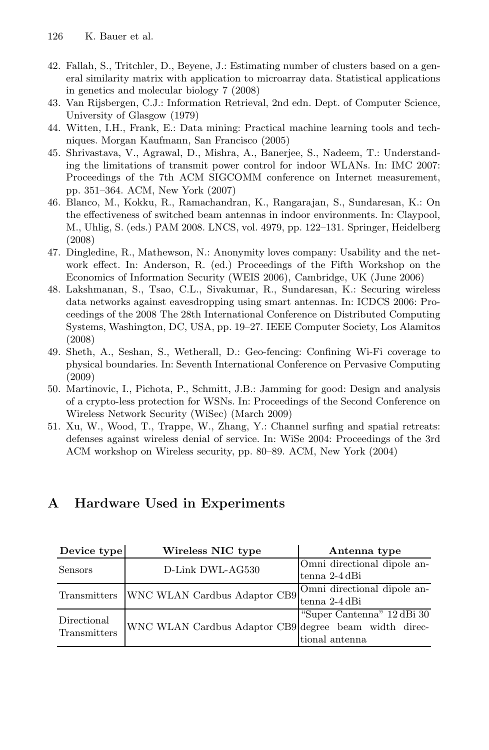42. Fallah, S., Tritchler, D., Beyene, J.: Estimating number of clusters based on a general similarity matrix with application to microarray data. Statistical applications in genetics and molecular biology 7 (2008)
43. Van Rijsbergen, C.J.: Information Retrieval, 2nd edn. Dept. of Computer Science, University of Glasgow (1979)
44. Witten, I.H., Frank, E.: Data mining: Practical machine learning tools and techniques. Morgan Kaufmann, San Francisco (2005)
45. Shrivastava, V., Agrawal, D., Mishra, A., Banerjee, S., Nadeem, T.: Understanding the limitations of transmit power control for indoor WLANs. In: IMC 2007: Proceedings of the 7th ACM SIGCOMM conference on Internet measurement, pp. 351–364. ACM, New York (2007)
46. Blanco, M., Kokku, R., Ramachandran, K., Rangarajan, S., Sundaresan, K.: On the effectiveness of switched beam antennas in indoor environments. In: Claypool, M., Uhlig, S. (eds.) PAM 2008. LNCS, vol. 4979, pp. 122–131. Springer, Heidelberg (2008)
47. Dingledine, R., Mathewson, N.: Anonymity loves company: Usability and the network effect. In: Anderson, R. (ed.) Proceedings of the Fifth Workshop on the Economics of Information Security (WEIS 2006), Cambridge, UK (June 2006)
48. Lakshmanan, S., Tsao, C.L., Sivakumar, R., Sundaresan, K.: Securing wireless data networks against eavesdropping using smart antennas. In: ICDCS 2006: Proceedings of the 2008 The 28th International Conference on Distributed Computing Systems, Washington, DC, USA, pp. 19–27. IEEE Computer Society, Los Alamitos (2008)
49. Sheth, A., Seshan, S., Wetherall, D.: Geo-fencing: Confining Wi-Fi coverage to physical boundaries. In: Seventh International Conference on Pervasive Computing (2009)
50. Martinovic, I., Pichota, P., Schmitt, J.B.: Jamming for good: Design and analysis of a crypto-less protection for WSNs. In: Proceedings of the Second Conference on Wireless Network Security (WiSec) (March 2009)
51. Xu, W., Wood, T., Trappe, W., Zhang, Y.: Channel surfing and spatial retreats: defenses against wireless denial of service. In: WiSe 2004: Proceedings of the 3rd ACM workshop on Wireless security, pp. 80–89. ACM, New York (2004)

# A Hardware Used in Experiments

| Device type | Wireless NIC type | Antenna type |
|---|---|---|
| Sensors | D-Link DWL-AG530 | Omni directional dipole antenna 2-4 dBi |
| Transmitters | WNC WLAN Cardbus Adaptor CB9 | Omni directional dipole antenna 2-4 dBi |
| Directional Transmitters | WNC WLAN Cardbus Adaptor CB9 | "Super Cantenna" 12 dBi 30 degree beam width directional antenna |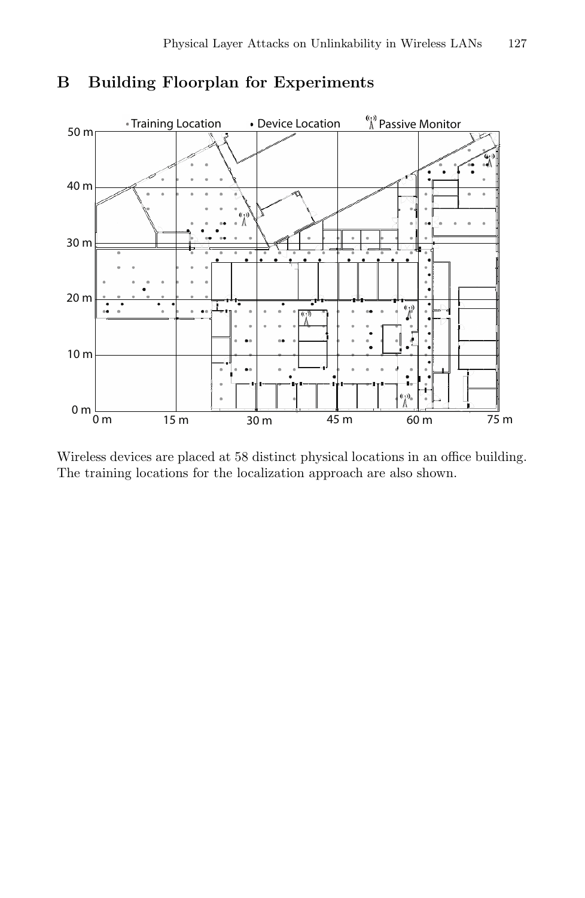## B Building Floorplan for Experiments

Training Location
Device Location
Passive Monitor

50 m
40 m
30 m
20 m
10 m
0 m

0 m
15 m
30 m
45 m
60 m
75 m

Wireless devices are placed at 58 distinct physical locations in an office building. The training locations for the localization approach are also shown.